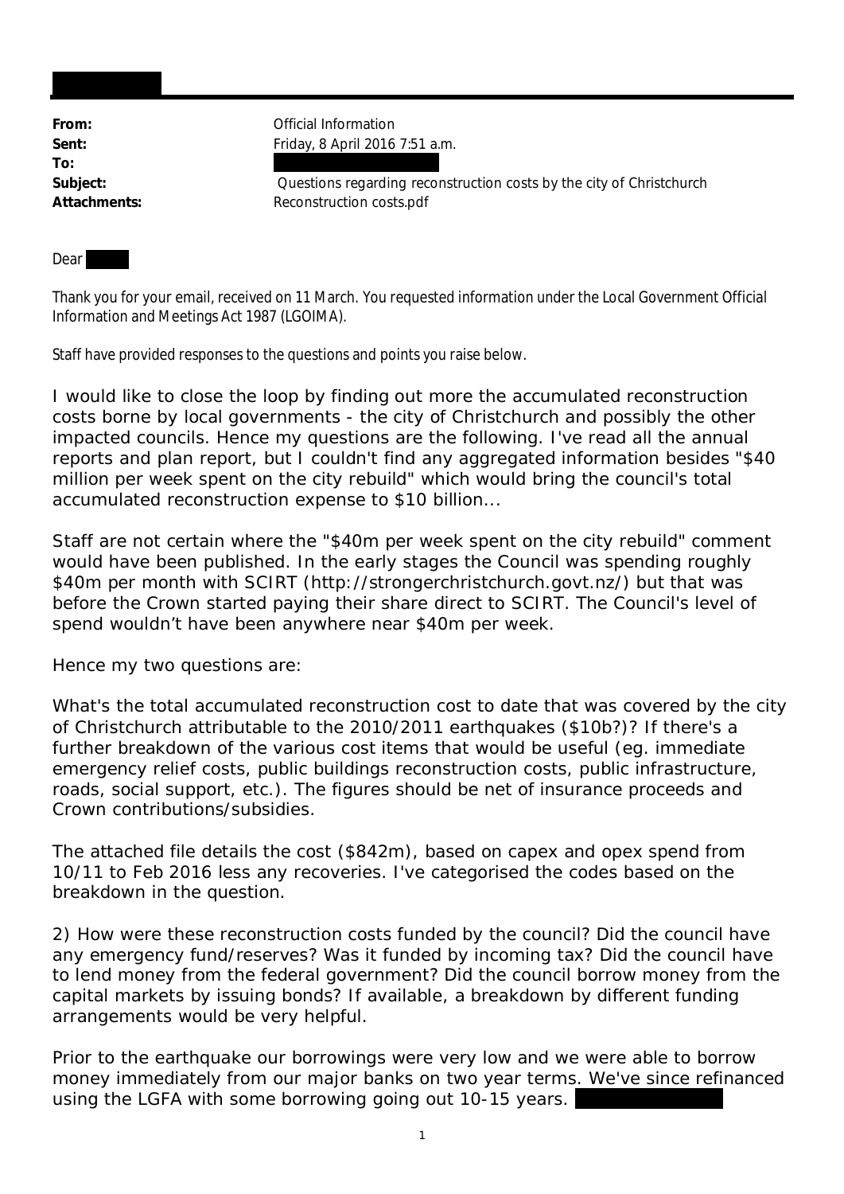**From:** Official Information
**Sent:** Friday, 8 April 2016 7:51 a.m.
**To:**
**Subject:** Questions regarding reconstruction costs by the city of Christchurch
**Attachments:** Reconstruction costs.pdf

Dear

Thank you for your email, received on 11 March. You requested information under the Local Government Official Information and Meetings Act 1987 (LGOIMA).

Staff have provided responses to the questions and points you raise below.

I would like to close the loop by finding out more the accumulated reconstruction costs borne by local governments - the city of Christchurch and possibly the other impacted councils. Hence my questions are the following. I've read all the annual reports and plan report, but I couldn't find any aggregated information besides "$40 million per week spent on the city rebuild" which would bring the council's total accumulated reconstruction expense to $10 billion...

Staff are not certain where the "$40m per week spent on the city rebuild" comment would have been published. In the early stages the Council was spending roughly $40m per month with SCIRT (http://strongerchristchurch.govt.nz/) but that was before the Crown started paying their share direct to SCIRT. The Council's level of spend wouldn't have been anywhere near $40m per week.

Hence my two questions are:

What's the total accumulated reconstruction cost to date that was covered by the city of Christchurch attributable to the 2010/2011 earthquakes ($10b?)? If there's a further breakdown of the various cost items that would be useful (eg. immediate emergency relief costs, public buildings reconstruction costs, public infrastructure, roads, social support, etc.). The figures should be net of insurance proceeds and Crown contributions/subsidies.

The attached file details the cost ($842m), based on capex and opex spend from 10/11 to Feb 2016 less any recoveries. I've categorised the codes based on the breakdown in the question.

2) How were these reconstruction costs funded by the council? Did the council have any emergency fund/reserves? Was it funded by incoming tax? Did the council have to lend money from the federal government? Did the council borrow money from the capital markets by issuing bonds? If available, a breakdown by different funding arrangements would be very helpful.

Prior to the earthquake our borrowings were very low and we were able to borrow money immediately from our major banks on two year terms. We've since refinanced using the LGFA with some borrowing going out 10-15 years.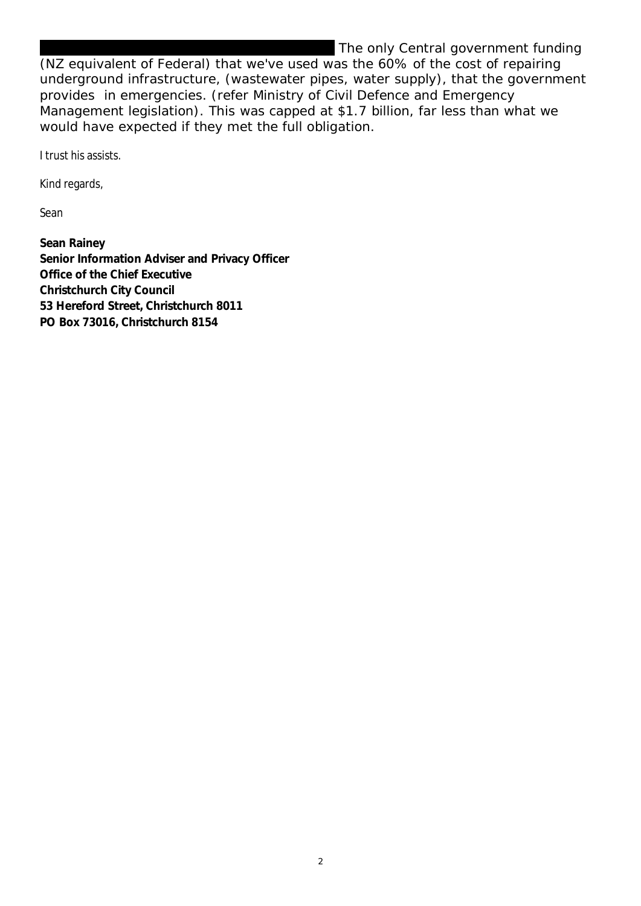The only Central government funding (NZ equivalent of Federal) that we've used was the 60% of the cost of repairing underground infrastructure, (wastewater pipes, water supply), that the government provides in emergencies. (refer Ministry of Civil Defence and Emergency Management legislation). This was capped at $1.7 billion, far less than what we would have expected if they met the full obligation.

I trust his assists.

Kind regards,

Sean

**Sean Rainey**
**Senior Information Adviser and Privacy Officer**
**Office of the Chief Executive**
**Christchurch City Council**
**53 Hereford Street, Christchurch 8011**
**PO Box 73016, Christchurch 8154**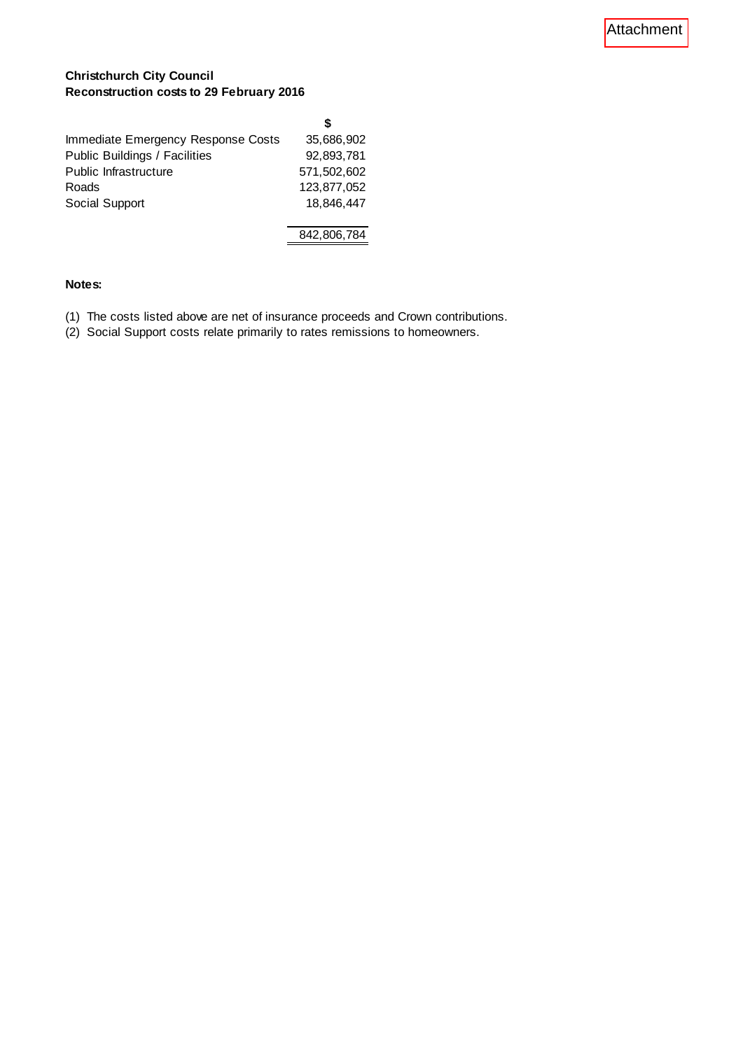Attachment

**Christchurch City Council**
**Reconstruction costs to 29 February 2016**

| | $ |
|---|---|
| Immediate Emergency Response Costs | 35,686,902 |
| Public Buildings / Facilities | 92,893,781 |
| Public Infrastructure | 571,502,602 |
| Roads | 123,877,052 |
| Social Support | 18,846,447 |
| | 842,806,784 |

**Notes:**

(1) The costs listed above are net of insurance proceeds and Crown contributions.
(2) Social Support costs relate primarily to rates remissions to homeowners.